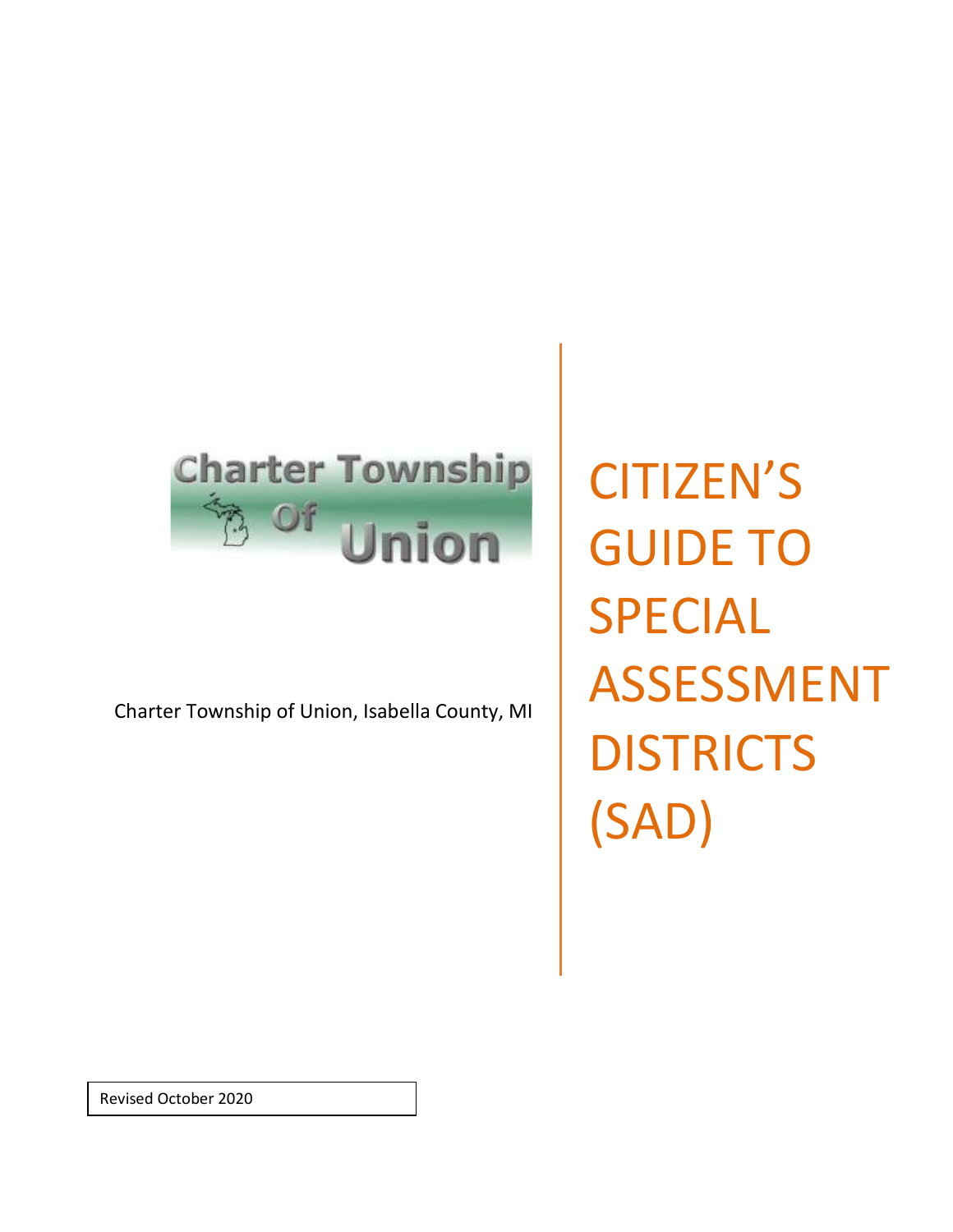Charter Township of Union

Charter Township of Union, Isabella County, MI

# CITIZEN'S GUIDE TO SPECIAL ASSESSMENT DISTRICTS (SAD)

Revised October 2020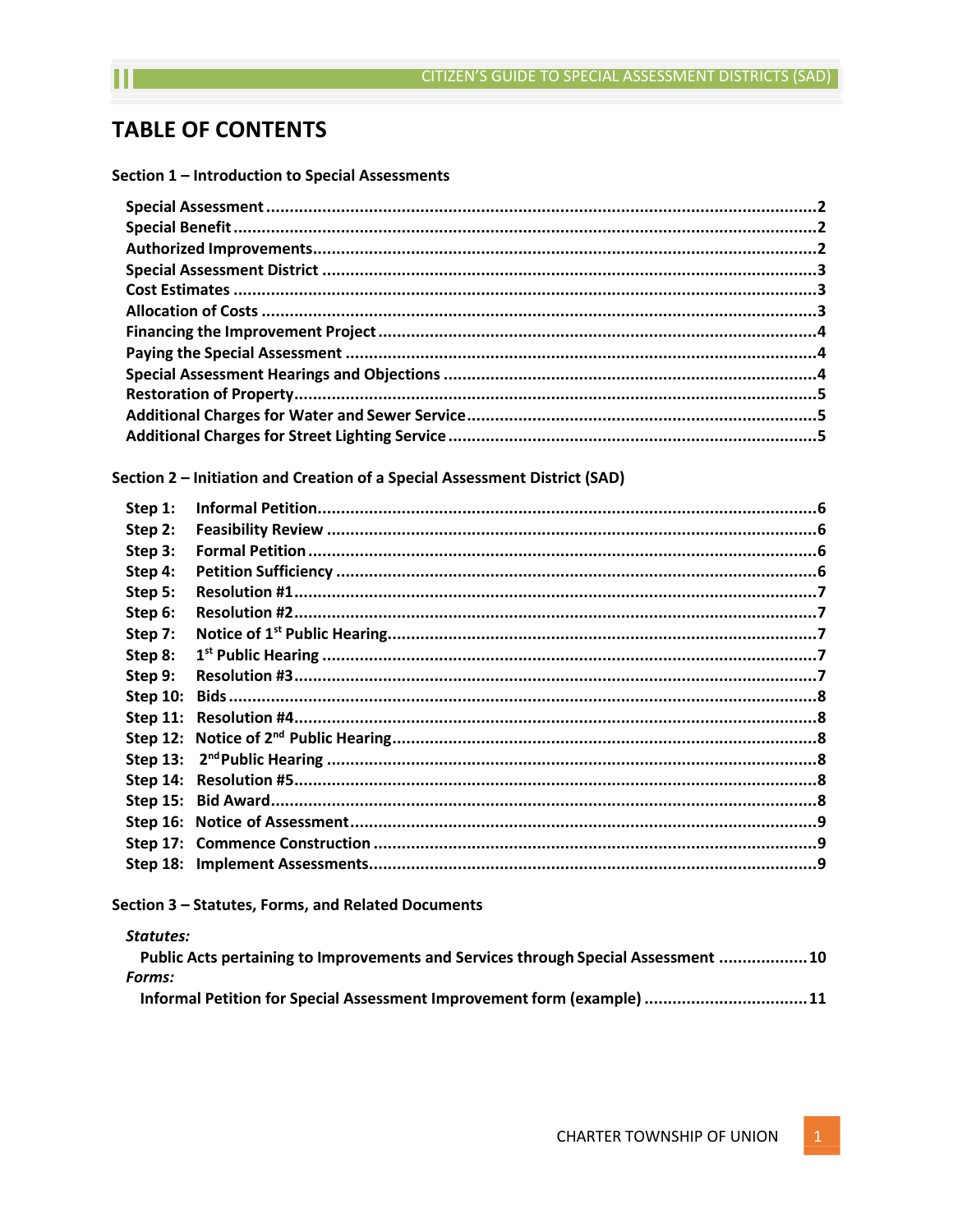# TABLE OF CONTENTS

**Section 1 – Introduction to Special Assessments**

- **Special Assessment** .......... 2
- **Special Benefit** .......... 2
- **Authorized Improvements** .......... 2
- **Special Assessment District** .......... 3
- **Cost Estimates** .......... 3
- **Allocation of Costs** .......... 3
- **Financing the Improvement Project** .......... 4
- **Paying the Special Assessment** .......... 4
- **Special Assessment Hearings and Objections** .......... 4
- **Restoration of Property** .......... 5
- **Additional Charges for Water and Sewer Service** .......... 5
- **Additional Charges for Street Lighting Service** .......... 5

**Section 2 – Initiation and Creation of a Special Assessment District (SAD)**

- **Step 1: Informal Petition** .......... 6
- **Step 2: Feasibility Review** .......... 6
- **Step 3: Formal Petition** .......... 6
- **Step 4: Petition Sufficiency** .......... 6
- **Step 5: Resolution #1** .......... 7
- **Step 6: Resolution #2** .......... 7
- **Step 7: Notice of 1st Public Hearing** .......... 7
- **Step 8: 1st Public Hearing** .......... 7
- **Step 9: Resolution #3** .......... 7
- **Step 10: Bids** .......... 8
- **Step 11: Resolution #4** .......... 8
- **Step 12: Notice of 2nd Public Hearing** .......... 8
- **Step 13: 2nd Public Hearing** .......... 8
- **Step 14: Resolution #5** .......... 8
- **Step 15: Bid Award** .......... 8
- **Step 16: Notice of Assessment** .......... 9
- **Step 17: Commence Construction** .......... 9
- **Step 18: Implement Assessments** .......... 9

**Section 3 – Statutes, Forms, and Related Documents**

***Statutes:***

- **Public Acts pertaining to Improvements and Services through Special Assessment** .......... 10

***Forms:***

- **Informal Petition for Special Assessment Improvement form (example)** .......... 11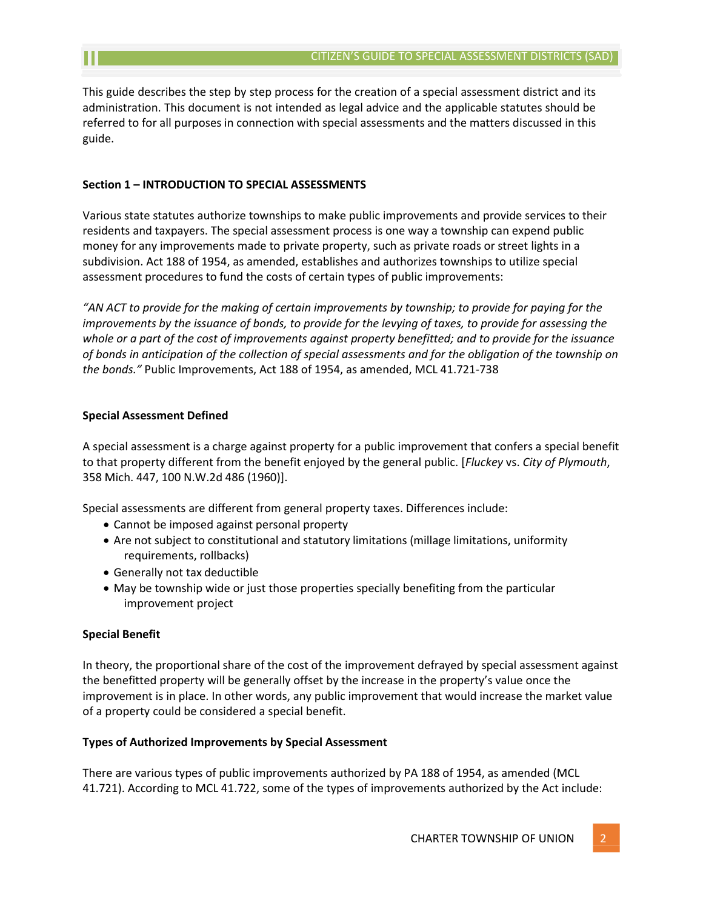This guide describes the step by step process for the creation of a special assessment district and its administration. This document is not intended as legal advice and the applicable statutes should be referred to for all purposes in connection with special assessments and the matters discussed in this guide.

**Section 1 – INTRODUCTION TO SPECIAL ASSESSMENTS**

Various state statutes authorize townships to make public improvements and provide services to their residents and taxpayers. The special assessment process is one way a township can expend public money for any improvements made to private property, such as private roads or street lights in a subdivision. Act 188 of 1954, as amended, establishes and authorizes townships to utilize special assessment procedures to fund the costs of certain types of public improvements:

*"AN ACT to provide for the making of certain improvements by township; to provide for paying for the improvements by the issuance of bonds, to provide for the levying of taxes, to provide for assessing the whole or a part of the cost of improvements against property benefitted; and to provide for the issuance of bonds in anticipation of the collection of special assessments and for the obligation of the township on the bonds."* Public Improvements, Act 188 of 1954, as amended, MCL 41.721-738

**Special Assessment Defined**

A special assessment is a charge against property for a public improvement that confers a special benefit to that property different from the benefit enjoyed by the general public. [*Fluckey* vs. *City of Plymouth*, 358 Mich. 447, 100 N.W.2d 486 (1960)].

Special assessments are different from general property taxes. Differences include:

- Cannot be imposed against personal property
- Are not subject to constitutional and statutory limitations (millage limitations, uniformity requirements, rollbacks)
- Generally not tax deductible
- May be township wide or just those properties specially benefiting from the particular improvement project

**Special Benefit**

In theory, the proportional share of the cost of the improvement defrayed by special assessment against the benefitted property will be generally offset by the increase in the property's value once the improvement is in place. In other words, any public improvement that would increase the market value of a property could be considered a special benefit.

**Types of Authorized Improvements by Special Assessment**

There are various types of public improvements authorized by PA 188 of 1954, as amended (MCL 41.721). According to MCL 41.722, some of the types of improvements authorized by the Act include: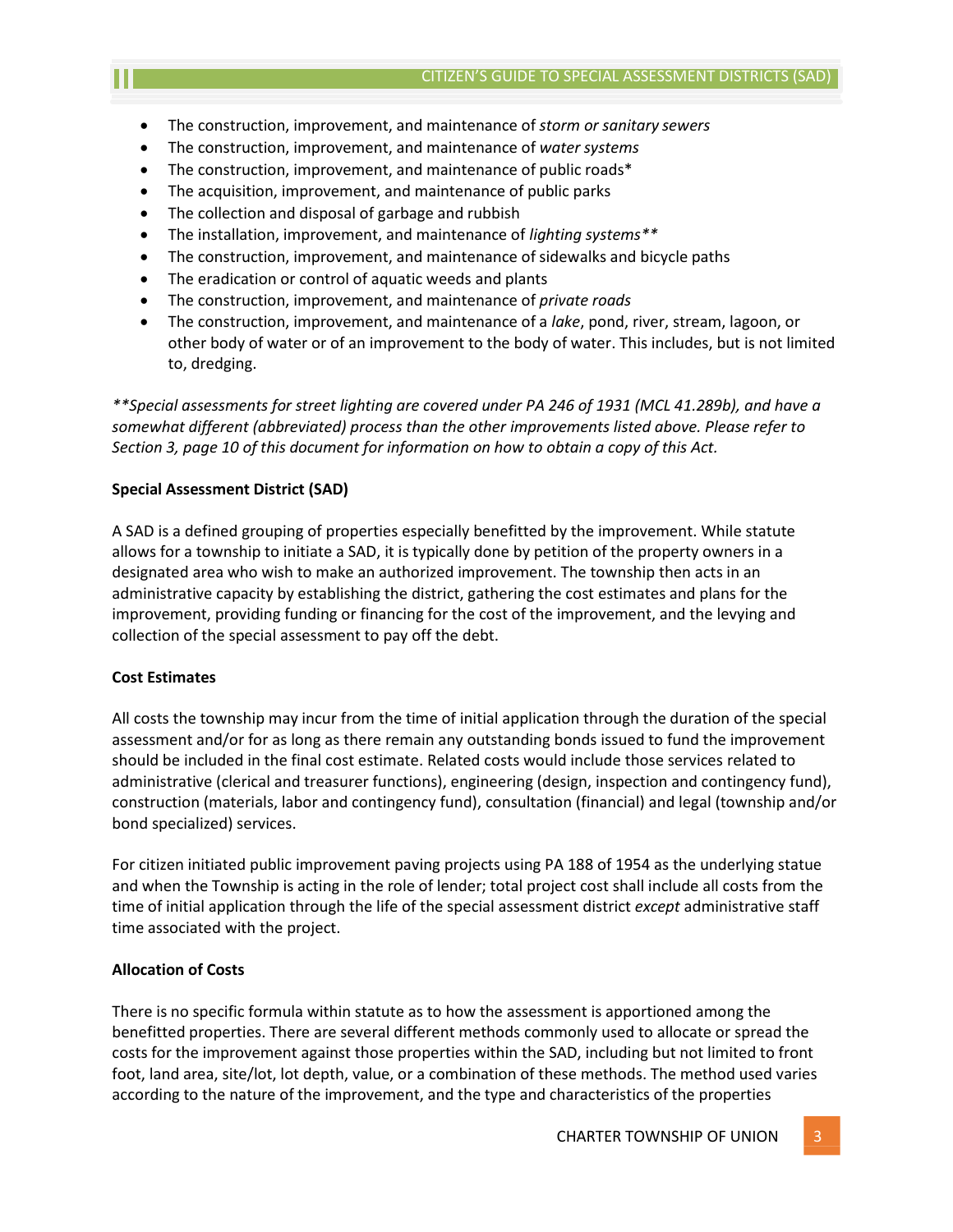- The construction, improvement, and maintenance of *storm or sanitary sewers*
- The construction, improvement, and maintenance of *water systems*
- The construction, improvement, and maintenance of public roads*
- The acquisition, improvement, and maintenance of public parks
- The collection and disposal of garbage and rubbish
- The installation, improvement, and maintenance of *lighting systems***
- The construction, improvement, and maintenance of sidewalks and bicycle paths
- The eradication or control of aquatic weeds and plants
- The construction, improvement, and maintenance of *private roads*
- The construction, improvement, and maintenance of a *lake*, pond, river, stream, lagoon, or other body of water or of an improvement to the body of water. This includes, but is not limited to, dredging.

*\*\*Special assessments for street lighting are covered under PA 246 of 1931 (MCL 41.289b), and have a somewhat different (abbreviated) process than the other improvements listed above. Please refer to Section 3, page 10 of this document for information on how to obtain a copy of this Act.*

**Special Assessment District (SAD)**

A SAD is a defined grouping of properties especially benefitted by the improvement. While statute allows for a township to initiate a SAD, it is typically done by petition of the property owners in a designated area who wish to make an authorized improvement. The township then acts in an administrative capacity by establishing the district, gathering the cost estimates and plans for the improvement, providing funding or financing for the cost of the improvement, and the levying and collection of the special assessment to pay off the debt.

**Cost Estimates**

All costs the township may incur from the time of initial application through the duration of the special assessment and/or for as long as there remain any outstanding bonds issued to fund the improvement should be included in the final cost estimate. Related costs would include those services related to administrative (clerical and treasurer functions), engineering (design, inspection and contingency fund), construction (materials, labor and contingency fund), consultation (financial) and legal (township and/or bond specialized) services.

For citizen initiated public improvement paving projects using PA 188 of 1954 as the underlying statue and when the Township is acting in the role of lender; total project cost shall include all costs from the time of initial application through the life of the special assessment district *except* administrative staff time associated with the project.

**Allocation of Costs**

There is no specific formula within statute as to how the assessment is apportioned among the benefitted properties. There are several different methods commonly used to allocate or spread the costs for the improvement against those properties within the SAD, including but not limited to front foot, land area, site/lot, lot depth, value, or a combination of these methods. The method used varies according to the nature of the improvement, and the type and characteristics of the properties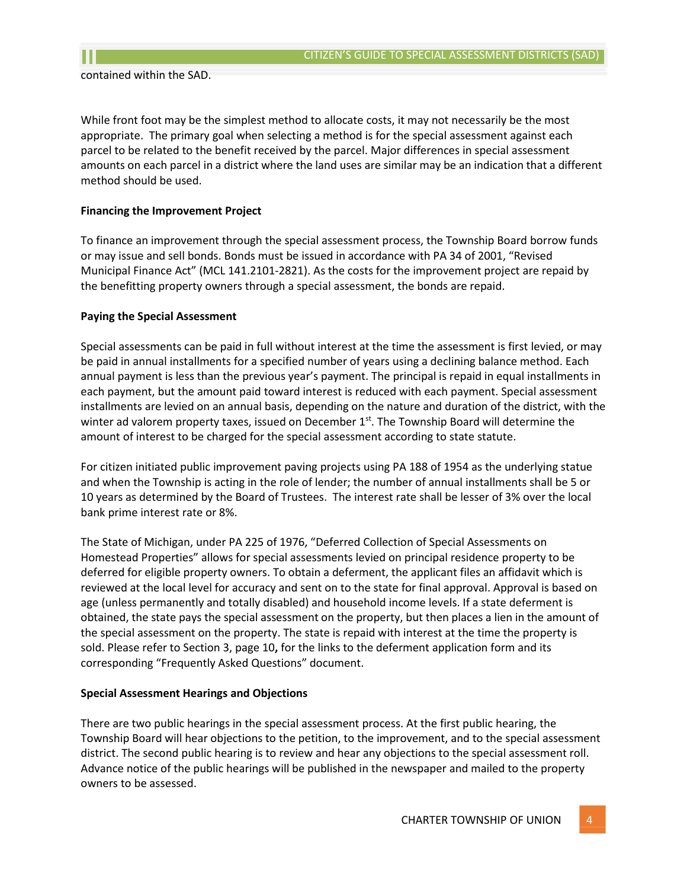contained within the SAD.

While front foot may be the simplest method to allocate costs, it may not necessarily be the most appropriate. The primary goal when selecting a method is for the special assessment against each parcel to be related to the benefit received by the parcel. Major differences in special assessment amounts on each parcel in a district where the land uses are similar may be an indication that a different method should be used.

**Financing the Improvement Project**

To finance an improvement through the special assessment process, the Township Board borrow funds or may issue and sell bonds. Bonds must be issued in accordance with PA 34 of 2001, "Revised Municipal Finance Act" (MCL 141.2101-2821). As the costs for the improvement project are repaid by the benefitting property owners through a special assessment, the bonds are repaid.

**Paying the Special Assessment**

Special assessments can be paid in full without interest at the time the assessment is first levied, or may be paid in annual installments for a specified number of years using a declining balance method. Each annual payment is less than the previous year's payment. The principal is repaid in equal installments in each payment, but the amount paid toward interest is reduced with each payment. Special assessment installments are levied on an annual basis, depending on the nature and duration of the district, with the winter ad valorem property taxes, issued on December 1st. The Township Board will determine the amount of interest to be charged for the special assessment according to state statute.

For citizen initiated public improvement paving projects using PA 188 of 1954 as the underlying statue and when the Township is acting in the role of lender; the number of annual installments shall be 5 or 10 years as determined by the Board of Trustees. The interest rate shall be lesser of 3% over the local bank prime interest rate or 8%.

The State of Michigan, under PA 225 of 1976, "Deferred Collection of Special Assessments on Homestead Properties" allows for special assessments levied on principal residence property to be deferred for eligible property owners. To obtain a deferment, the applicant files an affidavit which is reviewed at the local level for accuracy and sent on to the state for final approval. Approval is based on age (unless permanently and totally disabled) and household income levels. If a state deferment is obtained, the state pays the special assessment on the property, but then places a lien in the amount of the special assessment on the property. The state is repaid with interest at the time the property is sold. Please refer to Section 3, page 10**,** for the links to the deferment application form and its corresponding "Frequently Asked Questions" document.

**Special Assessment Hearings and Objections**

There are two public hearings in the special assessment process. At the first public hearing, the Township Board will hear objections to the petition, to the improvement, and to the special assessment district. The second public hearing is to review and hear any objections to the special assessment roll. Advance notice of the public hearings will be published in the newspaper and mailed to the property owners to be assessed.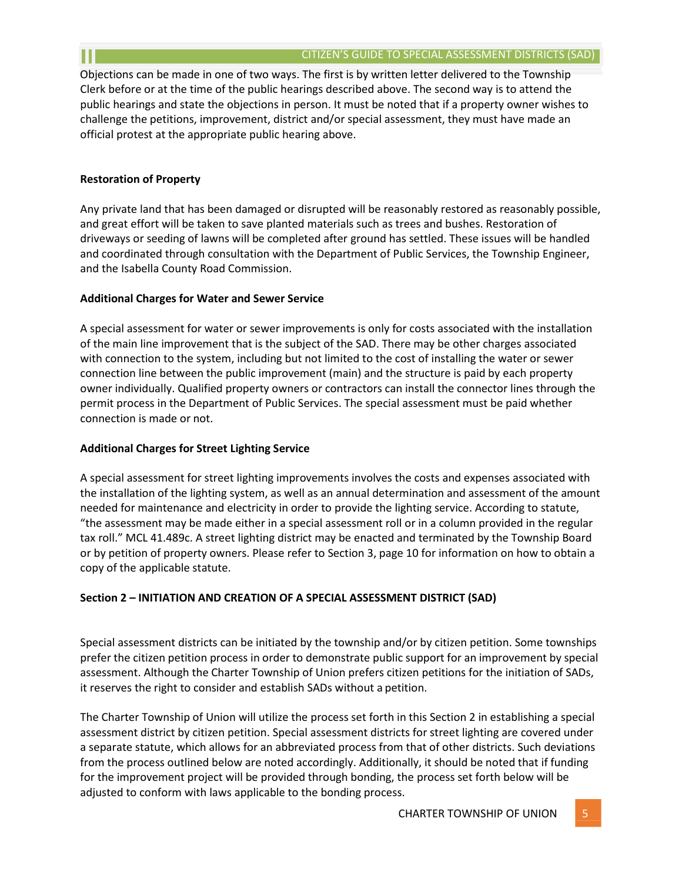Objections can be made in one of two ways. The first is by written letter delivered to the Township Clerk before or at the time of the public hearings described above. The second way is to attend the public hearings and state the objections in person. It must be noted that if a property owner wishes to challenge the petitions, improvement, district and/or special assessment, they must have made an official protest at the appropriate public hearing above.

**Restoration of Property**

Any private land that has been damaged or disrupted will be reasonably restored as reasonably possible, and great effort will be taken to save planted materials such as trees and bushes. Restoration of driveways or seeding of lawns will be completed after ground has settled. These issues will be handled and coordinated through consultation with the Department of Public Services, the Township Engineer, and the Isabella County Road Commission.

**Additional Charges for Water and Sewer Service**

A special assessment for water or sewer improvements is only for costs associated with the installation of the main line improvement that is the subject of the SAD. There may be other charges associated with connection to the system, including but not limited to the cost of installing the water or sewer connection line between the public improvement (main) and the structure is paid by each property owner individually. Qualified property owners or contractors can install the connector lines through the permit process in the Department of Public Services. The special assessment must be paid whether connection is made or not.

**Additional Charges for Street Lighting Service**

A special assessment for street lighting improvements involves the costs and expenses associated with the installation of the lighting system, as well as an annual determination and assessment of the amount needed for maintenance and electricity in order to provide the lighting service. According to statute, "the assessment may be made either in a special assessment roll or in a column provided in the regular tax roll." MCL 41.489c. A street lighting district may be enacted and terminated by the Township Board or by petition of property owners. Please refer to Section 3, page 10 for information on how to obtain a copy of the applicable statute.

## Section 2 – INITIATION AND CREATION OF A SPECIAL ASSESSMENT DISTRICT (SAD)

Special assessment districts can be initiated by the township and/or by citizen petition. Some townships prefer the citizen petition process in order to demonstrate public support for an improvement by special assessment. Although the Charter Township of Union prefers citizen petitions for the initiation of SADs, it reserves the right to consider and establish SADs without a petition.

The Charter Township of Union will utilize the process set forth in this Section 2 in establishing a special assessment district by citizen petition. Special assessment districts for street lighting are covered under a separate statute, which allows for an abbreviated process from that of other districts. Such deviations from the process outlined below are noted accordingly. Additionally, it should be noted that if funding for the improvement project will be provided through bonding, the process set forth below will be adjusted to conform with laws applicable to the bonding process.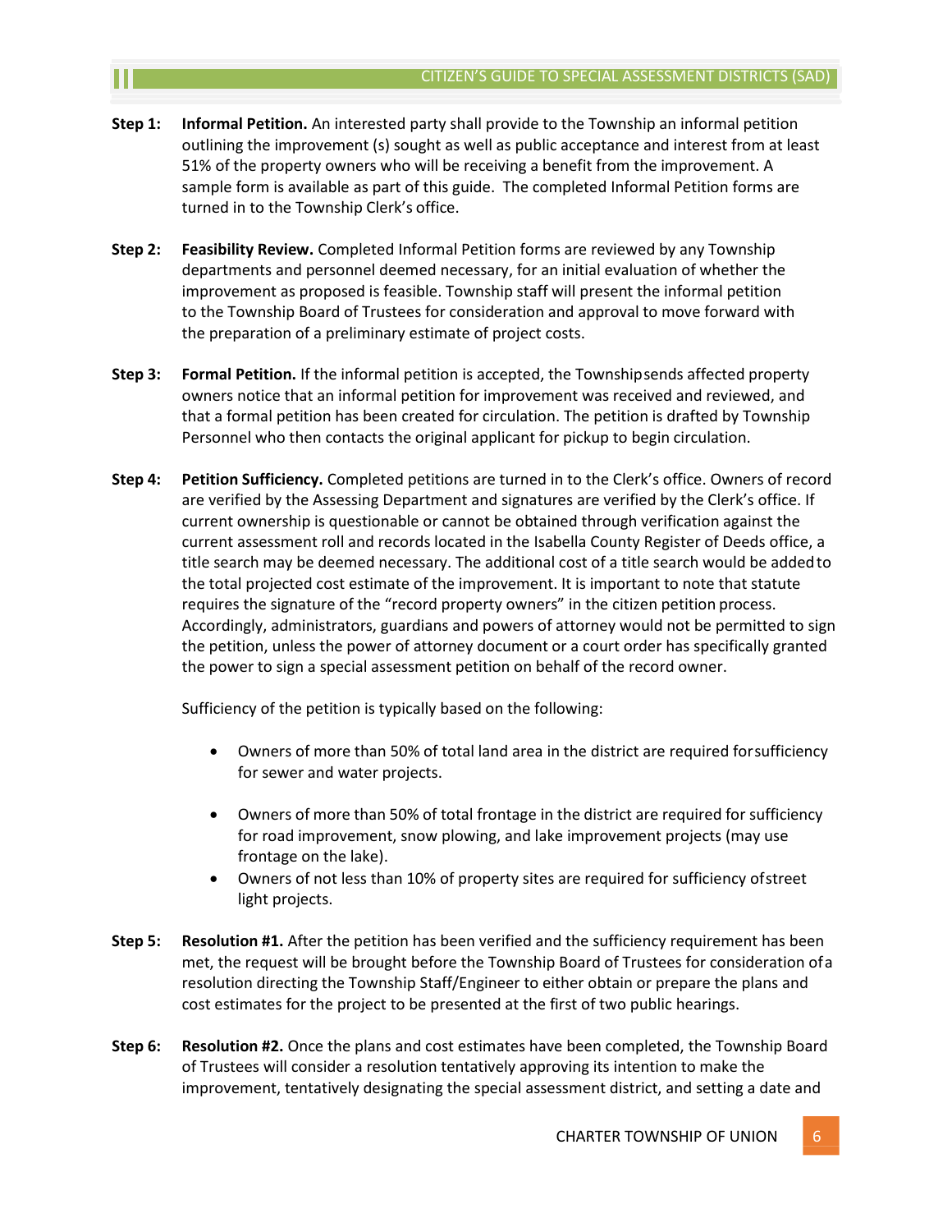**Step 1: Informal Petition.** An interested party shall provide to the Township an informal petition outlining the improvement (s) sought as well as public acceptance and interest from at least 51% of the property owners who will be receiving a benefit from the improvement. A sample form is available as part of this guide. The completed Informal Petition forms are turned in to the Township Clerk's office.

**Step 2: Feasibility Review.** Completed Informal Petition forms are reviewed by any Township departments and personnel deemed necessary, for an initial evaluation of whether the improvement as proposed is feasible. Township staff will present the informal petition to the Township Board of Trustees for consideration and approval to move forward with the preparation of a preliminary estimate of project costs.

**Step 3: Formal Petition.** If the informal petition is accepted, the Township sends affected property owners notice that an informal petition for improvement was received and reviewed, and that a formal petition has been created for circulation. The petition is drafted by Township Personnel who then contacts the original applicant for pickup to begin circulation.

**Step 4: Petition Sufficiency.** Completed petitions are turned in to the Clerk's office. Owners of record are verified by the Assessing Department and signatures are verified by the Clerk's office. If current ownership is questionable or cannot be obtained through verification against the current assessment roll and records located in the Isabella County Register of Deeds office, a title search may be deemed necessary. The additional cost of a title search would be added to the total projected cost estimate of the improvement. It is important to note that statute requires the signature of the "record property owners" in the citizen petition process. Accordingly, administrators, guardians and powers of attorney would not be permitted to sign the petition, unless the power of attorney document or a court order has specifically granted the power to sign a special assessment petition on behalf of the record owner.

Sufficiency of the petition is typically based on the following:

- Owners of more than 50% of total land area in the district are required for sufficiency for sewer and water projects.
- Owners of more than 50% of total frontage in the district are required for sufficiency for road improvement, snow plowing, and lake improvement projects (may use frontage on the lake).
- Owners of not less than 10% of property sites are required for sufficiency of street light projects.

**Step 5: Resolution #1.** After the petition has been verified and the sufficiency requirement has been met, the request will be brought before the Township Board of Trustees for consideration of a resolution directing the Township Staff/Engineer to either obtain or prepare the plans and cost estimates for the project to be presented at the first of two public hearings.

**Step 6: Resolution #2.** Once the plans and cost estimates have been completed, the Township Board of Trustees will consider a resolution tentatively approving its intention to make the improvement, tentatively designating the special assessment district, and setting a date and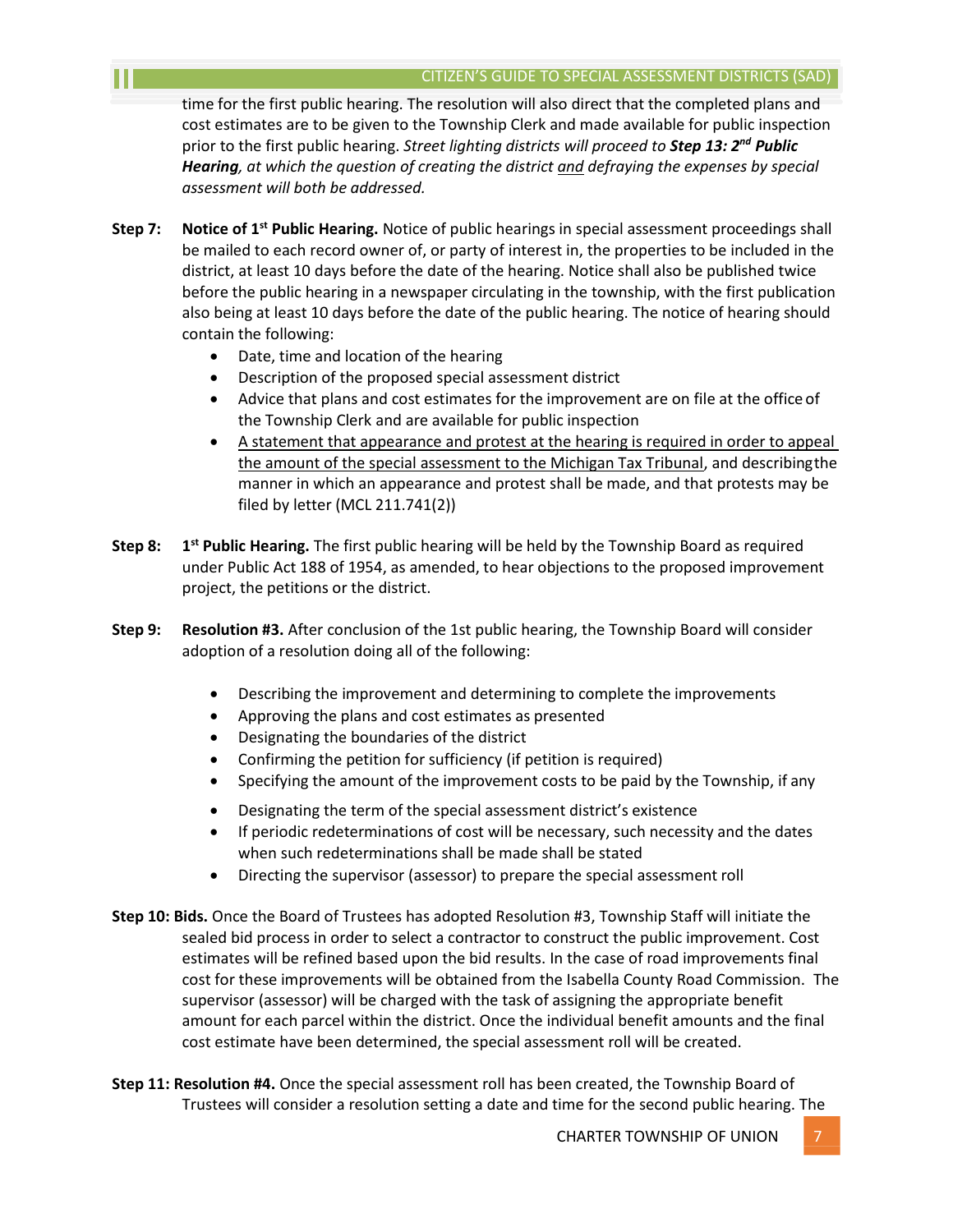time for the first public hearing. The resolution will also direct that the completed plans and cost estimates are to be given to the Township Clerk and made available for public inspection prior to the first public hearing. *Street lighting districts will proceed to **Step 13: 2nd Public Hearing**, at which the question of creating the district <u>and</u> defraying the expenses by special assessment will both be addressed.*

**Step 7:** **Notice of 1st Public Hearing.** Notice of public hearings in special assessment proceedings shall be mailed to each record owner of, or party of interest in, the properties to be included in the district, at least 10 days before the date of the hearing. Notice shall also be published twice before the public hearing in a newspaper circulating in the township, with the first publication also being at least 10 days before the date of the public hearing. The notice of hearing should contain the following:

- Date, time and location of the hearing
- Description of the proposed special assessment district
- Advice that plans and cost estimates for the improvement are on file at the office of the Township Clerk and are available for public inspection
- <u>A statement that appearance and protest at the hearing is required in order to appeal the amount of the special assessment to the Michigan Tax Tribunal</u>, and describing the manner in which an appearance and protest shall be made, and that protests may be filed by letter (MCL 211.741(2))

**Step 8:** **1st Public Hearing.** The first public hearing will be held by the Township Board as required under Public Act 188 of 1954, as amended, to hear objections to the proposed improvement project, the petitions or the district.

**Step 9:** **Resolution #3.** After conclusion of the 1st public hearing, the Township Board will consider adoption of a resolution doing all of the following:

- Describing the improvement and determining to complete the improvements
- Approving the plans and cost estimates as presented
- Designating the boundaries of the district
- Confirming the petition for sufficiency (if petition is required)
- Specifying the amount of the improvement costs to be paid by the Township, if any
- Designating the term of the special assessment district's existence
- If periodic redeterminations of cost will be necessary, such necessity and the dates when such redeterminations shall be made shall be stated
- Directing the supervisor (assessor) to prepare the special assessment roll

**Step 10: Bids.** Once the Board of Trustees has adopted Resolution #3, Township Staff will initiate the sealed bid process in order to select a contractor to construct the public improvement. Cost estimates will be refined based upon the bid results. In the case of road improvements final cost for these improvements will be obtained from the Isabella County Road Commission. The supervisor (assessor) will be charged with the task of assigning the appropriate benefit amount for each parcel within the district. Once the individual benefit amounts and the final cost estimate have been determined, the special assessment roll will be created.

**Step 11: Resolution #4.** Once the special assessment roll has been created, the Township Board of Trustees will consider a resolution setting a date and time for the second public hearing. The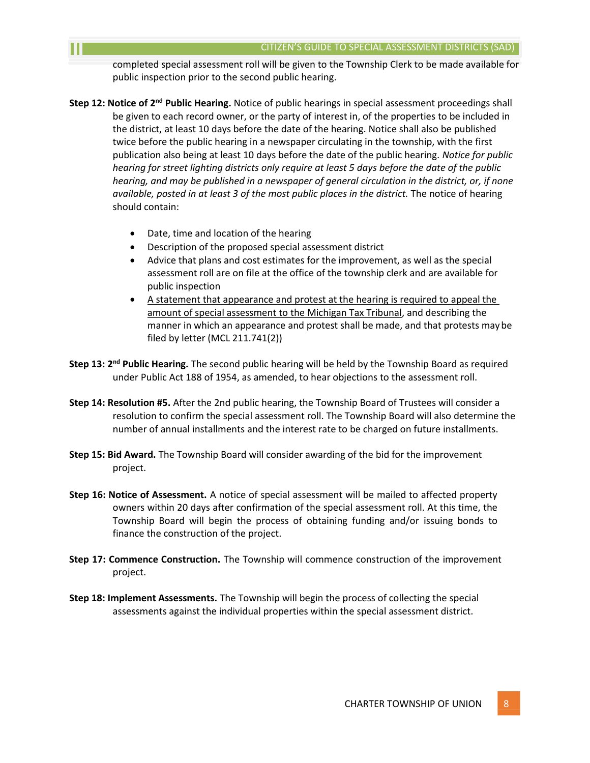completed special assessment roll will be given to the Township Clerk to be made available for public inspection prior to the second public hearing.

**Step 12: Notice of 2nd Public Hearing.** Notice of public hearings in special assessment proceedings shall be given to each record owner, or the party of interest in, of the properties to be included in the district, at least 10 days before the date of the hearing. Notice shall also be published twice before the public hearing in a newspaper circulating in the township, with the first publication also being at least 10 days before the date of the public hearing. *Notice for public hearing for street lighting districts only require at least 5 days before the date of the public hearing, and may be published in a newspaper of general circulation in the district, or, if none available, posted in at least 3 of the most public places in the district.* The notice of hearing should contain:

- Date, time and location of the hearing
- Description of the proposed special assessment district
- Advice that plans and cost estimates for the improvement, as well as the special assessment roll are on file at the office of the township clerk and are available for public inspection
- <u>A statement that appearance and protest at the hearing is required to appeal the amount of special assessment to the Michigan Tax Tribunal</u>, and describing the manner in which an appearance and protest shall be made, and that protests may be filed by letter (MCL 211.741(2))

**Step 13: 2nd Public Hearing.** The second public hearing will be held by the Township Board as required under Public Act 188 of 1954, as amended, to hear objections to the assessment roll.

**Step 14: Resolution #5.** After the 2nd public hearing, the Township Board of Trustees will consider a resolution to confirm the special assessment roll. The Township Board will also determine the number of annual installments and the interest rate to be charged on future installments.

**Step 15: Bid Award.** The Township Board will consider awarding of the bid for the improvement project.

**Step 16: Notice of Assessment.** A notice of special assessment will be mailed to affected property owners within 20 days after confirmation of the special assessment roll. At this time, the Township Board will begin the process of obtaining funding and/or issuing bonds to finance the construction of the project.

**Step 17: Commence Construction.** The Township will commence construction of the improvement project.

**Step 18: Implement Assessments.** The Township will begin the process of collecting the special assessments against the individual properties within the special assessment district.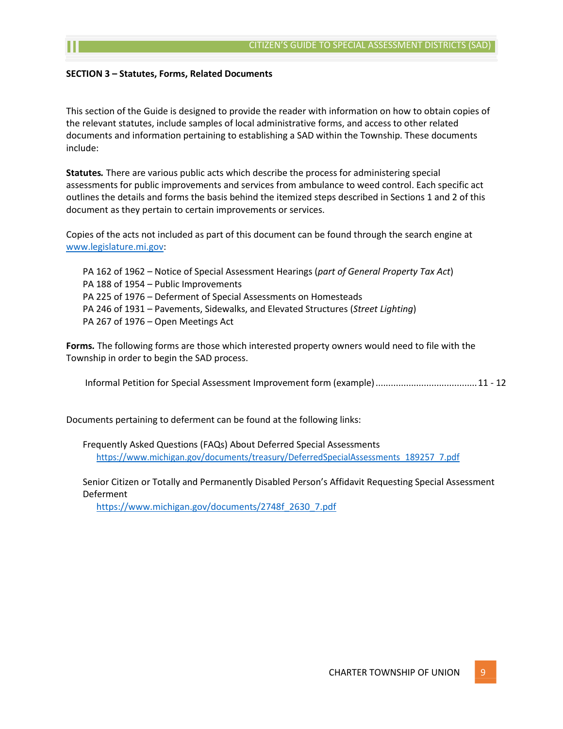**SECTION 3 – Statutes, Forms, Related Documents**

This section of the Guide is designed to provide the reader with information on how to obtain copies of the relevant statutes, include samples of local administrative forms, and access to other related documents and information pertaining to establishing a SAD within the Township. These documents include:

**Statutes.** There are various public acts which describe the process for administering special assessments for public improvements and services from ambulance to weed control. Each specific act outlines the details and forms the basis behind the itemized steps described in Sections 1 and 2 of this document as they pertain to certain improvements or services.

Copies of the acts not included as part of this document can be found through the search engine at [www.legislature.mi.gov](www.legislature.mi.gov):

- PA 162 of 1962 – Notice of Special Assessment Hearings (*part of General Property Tax Act*)
- PA 188 of 1954 – Public Improvements
- PA 225 of 1976 – Deferment of Special Assessments on Homesteads
- PA 246 of 1931 – Pavements, Sidewalks, and Elevated Structures (*Street Lighting*)
- PA 267 of 1976 – Open Meetings Act

**Forms.** The following forms are those which interested property owners would need to file with the Township in order to begin the SAD process.

Informal Petition for Special Assessment Improvement form (example) ....................................... 11 - 12

Documents pertaining to deferment can be found at the following links:

Frequently Asked Questions (FAQs) About Deferred Special Assessments
[https://www.michigan.gov/documents/treasury/DeferredSpecialAssessments_189257_7.pdf](https://www.michigan.gov/documents/treasury/DeferredSpecialAssessments_189257_7.pdf)

Senior Citizen or Totally and Permanently Disabled Person's Affidavit Requesting Special Assessment Deferment
[https://www.michigan.gov/documents/2748f_2630_7.pdf](https://www.michigan.gov/documents/2748f_2630_7.pdf)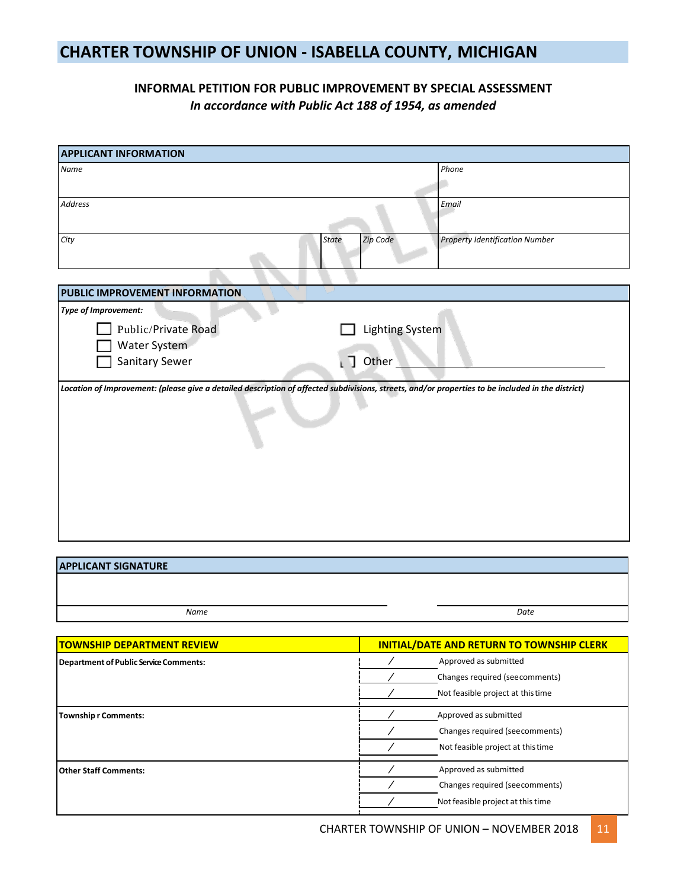# CHARTER TOWNSHIP OF UNION - ISABELLA COUNTY, MICHIGAN

## INFORMAL PETITION FOR PUBLIC IMPROVEMENT BY SPECIAL ASSESSMENT

***In accordance with Public Act 188 of 1954, as amended***

| APPLICANT INFORMATION | | | |
|---|---|---|---|
| *Name* | | | *Phone* |
| *Address* | | | *Email* |
| *City* | *State* | *Zip Code* | *Property Identification Number* |

| PUBLIC IMPROVEMENT INFORMATION |
|---|
| ***Type of Improvement:*** <br> ☐ Public/Private Road ☐ Lighting System <br> ☐ Water System <br> ☐ Sanitary Sewer ☐ Other \_\_\_\_\_\_\_\_\_\_ |
| ***Location of Improvement: (please give a detailed description of affected subdivisions, streets, and/or properties to be included in the district)*** |

| APPLICANT SIGNATURE | |
|---|---|
| *Name* | *Date* |

| TOWNSHIP DEPARTMENT REVIEW | INITIAL/DATE AND RETURN TO TOWNSHIP CLERK |
|---|---|
| **Department of Public Service Comments:** | / Approved as submitted <br> / Changes required (see comments) <br> / Not feasible project at this time |
| **Township r Comments:** | / Approved as submitted <br> / Changes required (see comments) <br> / Not feasible project at this time |
| **Other Staff Comments:** | / Approved as submitted <br> / Changes required (see comments) <br> / Not feasible project at this time |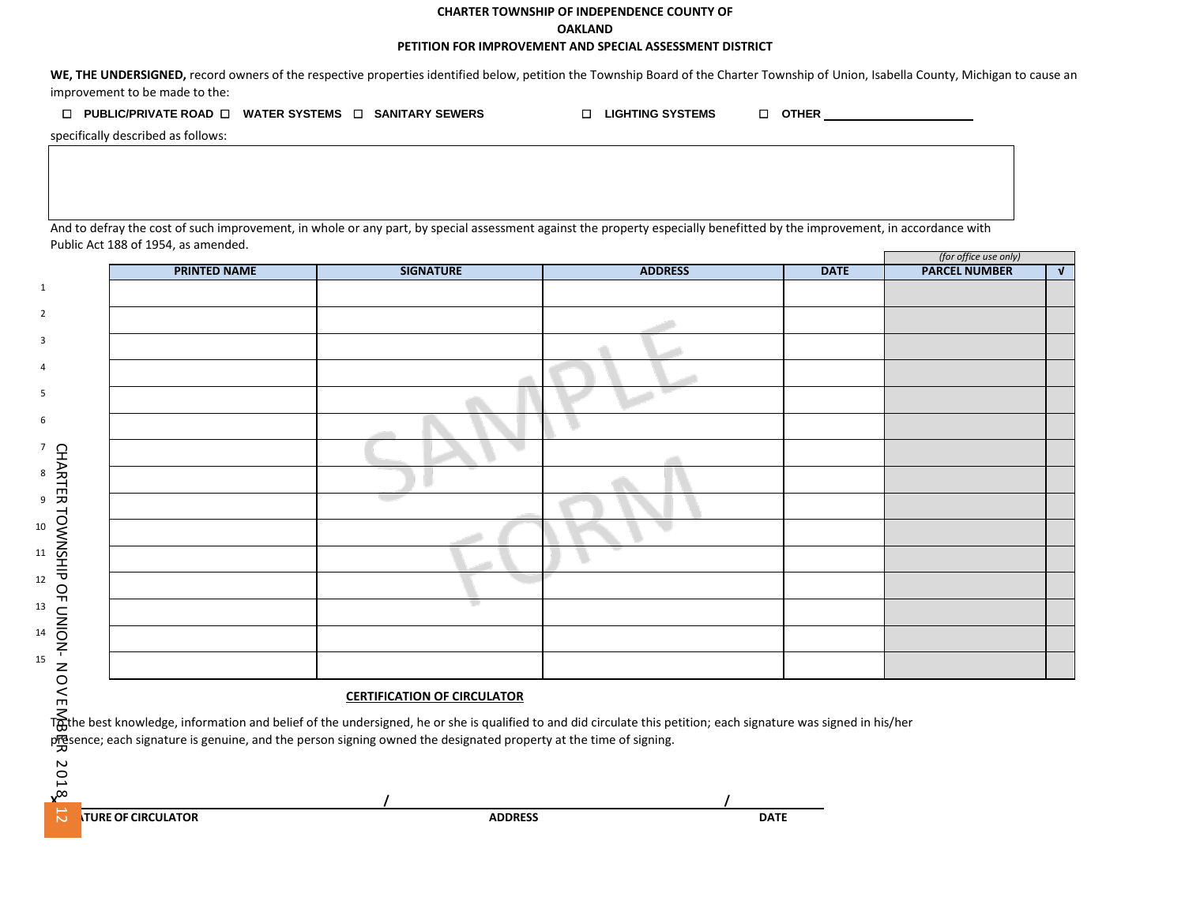**CHARTER TOWNSHIP OF INDEPENDENCE COUNTY OF OAKLAND**

**PETITION FOR IMPROVEMENT AND SPECIAL ASSESSMENT DISTRICT**

**WE, THE UNDERSIGNED,** record owners of the respective properties identified below, petition the Township Board of the Charter Township of Union, Isabella County, Michigan to cause an improvement to be made to the:

☐ **PUBLIC/PRIVATE ROAD** ☐ **WATER SYSTEMS** ☐ **SANITARY SEWERS** ☐ **LIGHTING SYSTEMS** ☐ **OTHER** ____________________

specifically described as follows:

&nbsp;

And to defray the cost of such improvement, in whole or any part, by special assessment against the property especially benefitted by the improvement, in accordance with Public Act 188 of 1954, as amended.

| | PRINTED NAME | SIGNATURE | ADDRESS | DATE | PARCEL NUMBER *(for office use only)* | √ |
|---|---|---|---|---|---|---|
| 1 | | | | | | |
| 2 | | | | | | |
| 3 | | | | | | |
| 4 | | | | | | |
| 5 | | | | | | |
| 6 | | | | | | |
| 7 | | | | | | |
| 8 | | | | | | |
| 9 | | | | | | |
| 10 | | | | | | |
| 11 | | | | | | |
| 12 | | | | | | |
| 13 | | | | | | |
| 14 | | | | | | |
| 15 | | | | | | |

SAMPLE FORM

**CERTIFICATION OF CIRCULATOR**

To the best knowledge, information and belief of the undersigned, he or she is qualified to and did circulate this petition; each signature was signed in his/her presence; each signature is genuine, and the person signing owned the designated property at the time of signing.

x ______________________ / ______________________ / ______________________

**SIGNATURE OF CIRCULATOR** **ADDRESS** **DATE**